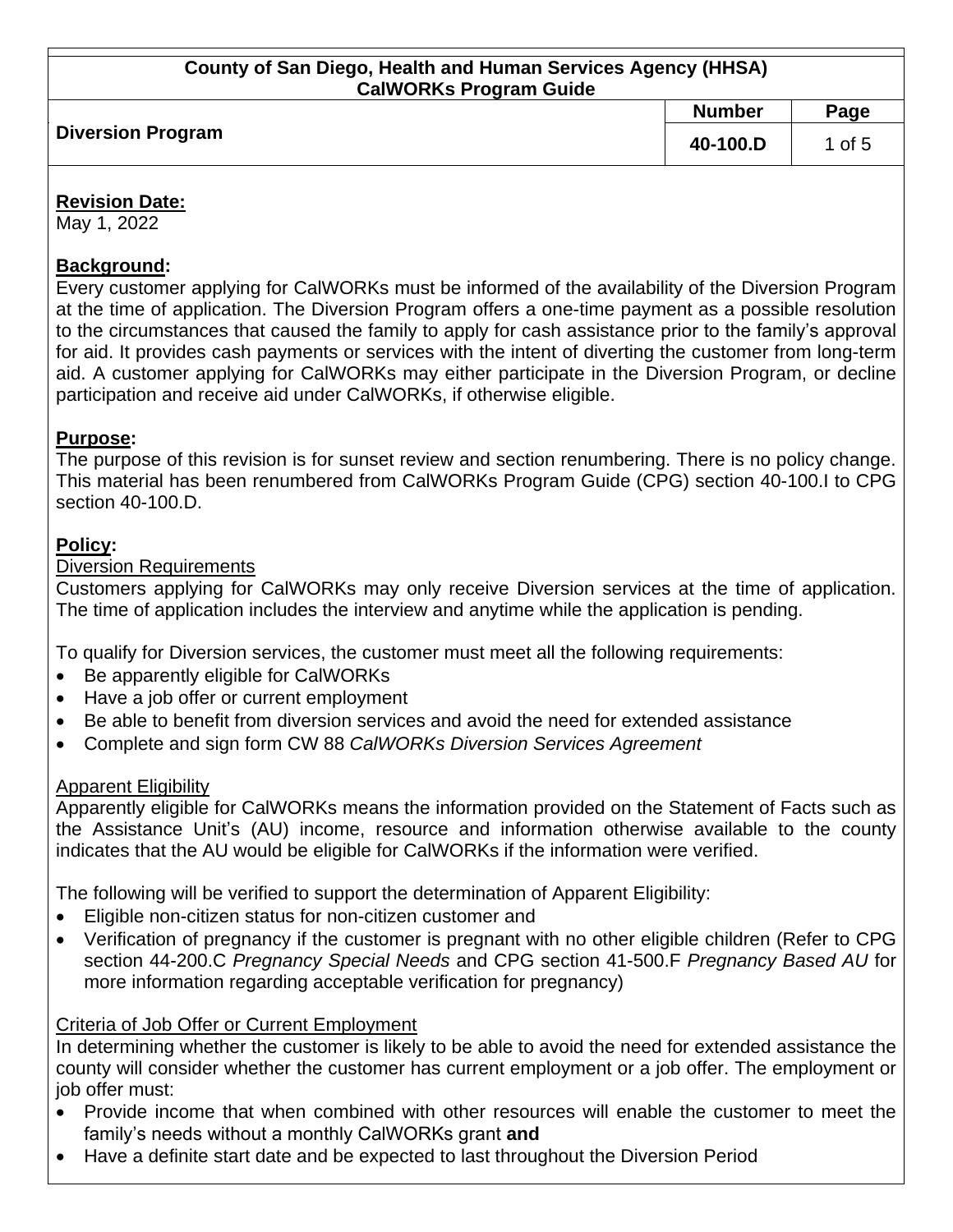**County of San Diego, Health and Human Services Agency (HHSA)**
**CalWORKs Program Guide**

| Diversion Program | Number | Page |
|---|---|---|
| | 40-100.D | 1 of 5 |

## Revision Date:

May 1, 2022

## Background:

Every customer applying for CalWORKs must be informed of the availability of the Diversion Program at the time of application. The Diversion Program offers a one-time payment as a possible resolution to the circumstances that caused the family to apply for cash assistance prior to the family's approval for aid. It provides cash payments or services with the intent of diverting the customer from long-term aid. A customer applying for CalWORKs may either participate in the Diversion Program, or decline participation and receive aid under CalWORKs, if otherwise eligible.

## Purpose:

The purpose of this revision is for sunset review and section renumbering. There is no policy change. This material has been renumbered from CalWORKs Program Guide (CPG) section 40-100.I to CPG section 40-100.D.

## Policy:

### Diversion Requirements

Customers applying for CalWORKs may only receive Diversion services at the time of application. The time of application includes the interview and anytime while the application is pending.

To qualify for Diversion services, the customer must meet all the following requirements:

- Be apparently eligible for CalWORKs
- Have a job offer or current employment
- Be able to benefit from diversion services and avoid the need for extended assistance
- Complete and sign form CW 88 *CalWORKs Diversion Services Agreement*

### Apparent Eligibility

Apparently eligible for CalWORKs means the information provided on the Statement of Facts such as the Assistance Unit's (AU) income, resource and information otherwise available to the county indicates that the AU would be eligible for CalWORKs if the information were verified.

The following will be verified to support the determination of Apparent Eligibility:

- Eligible non-citizen status for non-citizen customer and
- Verification of pregnancy if the customer is pregnant with no other eligible children (Refer to CPG section 44-200.C *Pregnancy Special Needs* and CPG section 41-500.F *Pregnancy Based AU* for more information regarding acceptable verification for pregnancy)

### Criteria of Job Offer or Current Employment

In determining whether the customer is likely to be able to avoid the need for extended assistance the county will consider whether the customer has current employment or a job offer. The employment or job offer must:

- Provide income that when combined with other resources will enable the customer to meet the family's needs without a monthly CalWORKs grant **and**
- Have a definite start date and be expected to last throughout the Diversion Period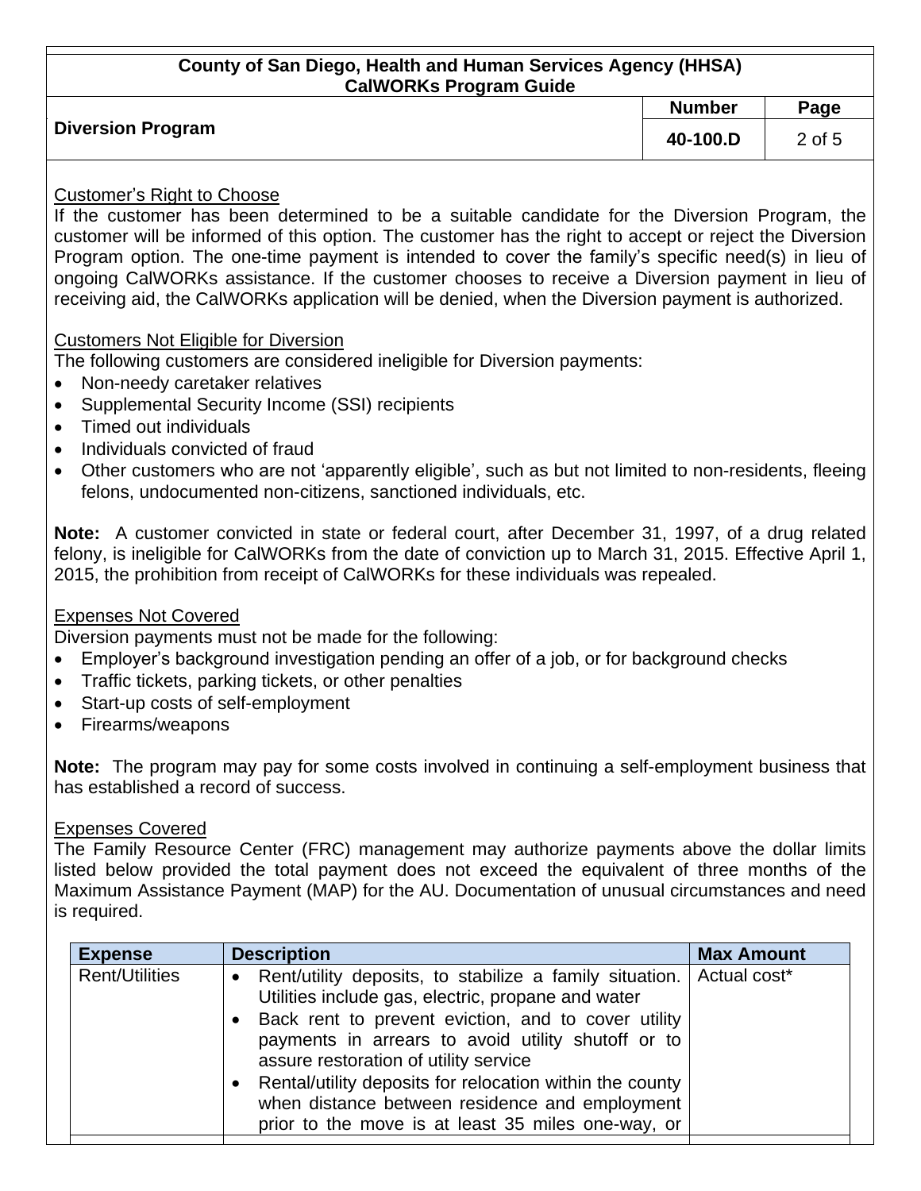## Customer's Right to Choose

If the customer has been determined to be a suitable candidate for the Diversion Program, the customer will be informed of this option. The customer has the right to accept or reject the Diversion Program option. The one-time payment is intended to cover the family's specific need(s) in lieu of ongoing CalWORKs assistance. If the customer chooses to receive a Diversion payment in lieu of receiving aid, the CalWORKs application will be denied, when the Diversion payment is authorized.

## Customers Not Eligible for Diversion

The following customers are considered ineligible for Diversion payments:

- Non-needy caretaker relatives
- Supplemental Security Income (SSI) recipients
- Timed out individuals
- Individuals convicted of fraud
- Other customers who are not 'apparently eligible', such as but not limited to non-residents, fleeing felons, undocumented non-citizens, sanctioned individuals, etc.

**Note:** A customer convicted in state or federal court, after December 31, 1997, of a drug related felony, is ineligible for CalWORKs from the date of conviction up to March 31, 2015. Effective April 1, 2015, the prohibition from receipt of CalWORKs for these individuals was repealed.

## Expenses Not Covered

Diversion payments must not be made for the following:

- Employer's background investigation pending an offer of a job, or for background checks
- Traffic tickets, parking tickets, or other penalties
- Start-up costs of self-employment
- Firearms/weapons

**Note:** The program may pay for some costs involved in continuing a self-employment business that has established a record of success.

## Expenses Covered

The Family Resource Center (FRC) management may authorize payments above the dollar limits listed below provided the total payment does not exceed the equivalent of three months of the Maximum Assistance Payment (MAP) for the AU. Documentation of unusual circumstances and need is required.

| Expense | Description | Max Amount |
|---|---|---|
| Rent/Utilities | • Rent/utility deposits, to stabilize a family situation. Utilities include gas, electric, propane and water<br>• Back rent to prevent eviction, and to cover utility payments in arrears to avoid utility shutoff or to assure restoration of utility service<br>• Rental/utility deposits for relocation within the county when distance between residence and employment prior to the move is at least 35 miles one-way, or | Actual cost* |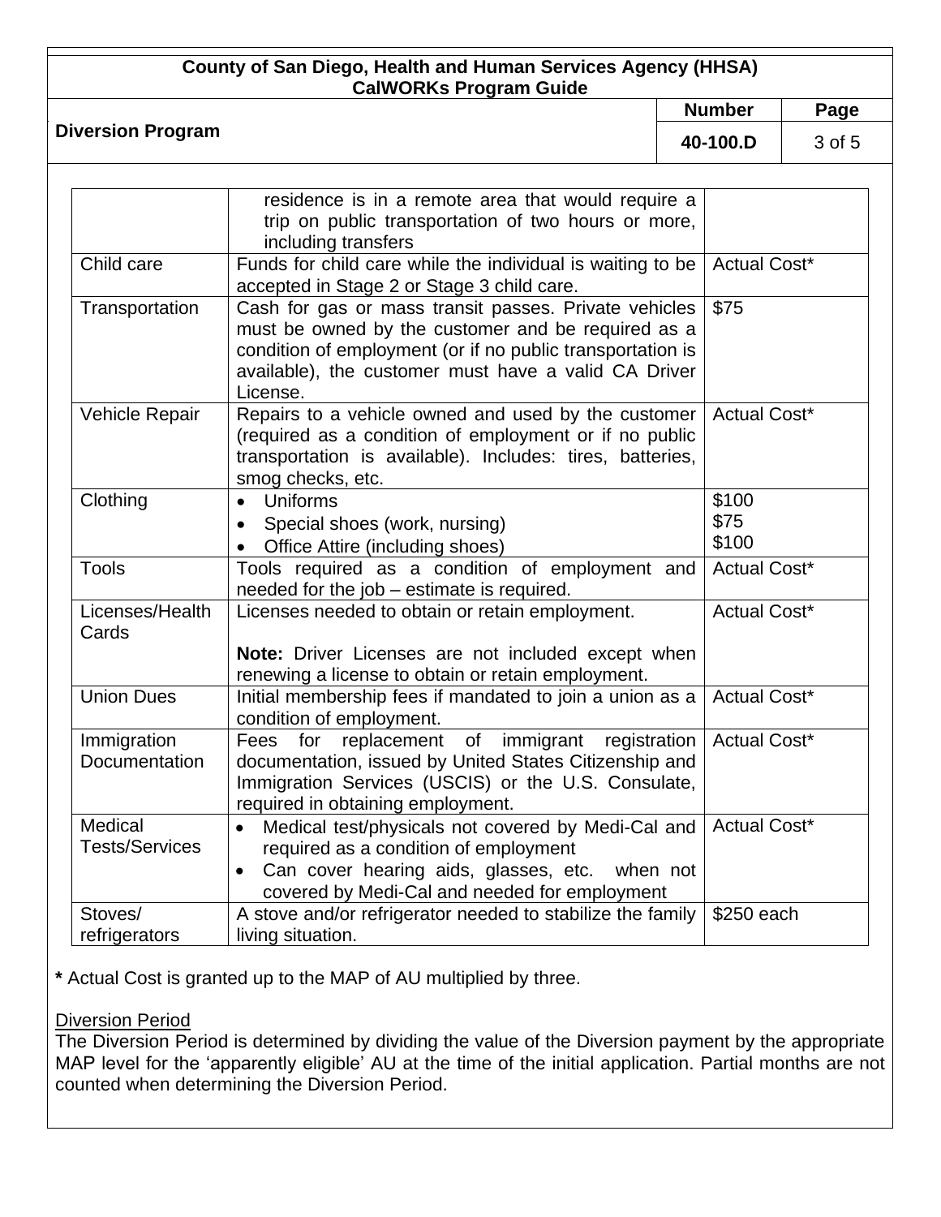| | | |
|---|---|---|
| | residence is in a remote area that would require a trip on public transportation of two hours or more, including transfers | |
| Child care | Funds for child care while the individual is waiting to be accepted in Stage 2 or Stage 3 child care. | Actual Cost* |
| Transportation | Cash for gas or mass transit passes. Private vehicles must be owned by the customer and be required as a condition of employment (or if no public transportation is available), the customer must have a valid CA Driver License. | $75 |
| Vehicle Repair | Repairs to a vehicle owned and used by the customer (required as a condition of employment or if no public transportation is available). Includes: tires, batteries, smog checks, etc. | Actual Cost* |
| Clothing | • Uniforms<br>• Special shoes (work, nursing)<br>• Office Attire (including shoes) | $100<br>$75<br>$100 |
| Tools | Tools required as a condition of employment and needed for the job – estimate is required. | Actual Cost* |
| Licenses/Health Cards | Licenses needed to obtain or retain employment.<br><br>**Note:** Driver Licenses are not included except when renewing a license to obtain or retain employment. | Actual Cost* |
| Union Dues | Initial membership fees if mandated to join a union as a condition of employment. | Actual Cost* |
| Immigration Documentation | Fees for replacement of immigrant registration documentation, issued by United States Citizenship and Immigration Services (USCIS) or the U.S. Consulate, required in obtaining employment. | Actual Cost* |
| Medical Tests/Services | • Medical test/physicals not covered by Medi-Cal and required as a condition of employment<br>• Can cover hearing aids, glasses, etc. when not covered by Medi-Cal and needed for employment | Actual Cost* |
| Stoves/ refrigerators | A stove and/or refrigerator needed to stabilize the family living situation. | $250 each |

**\*** Actual Cost is granted up to the MAP of AU multiplied by three.

<u>Diversion Period</u>

The Diversion Period is determined by dividing the value of the Diversion payment by the appropriate MAP level for the 'apparently eligible' AU at the time of the initial application. Partial months are not counted when determining the Diversion Period.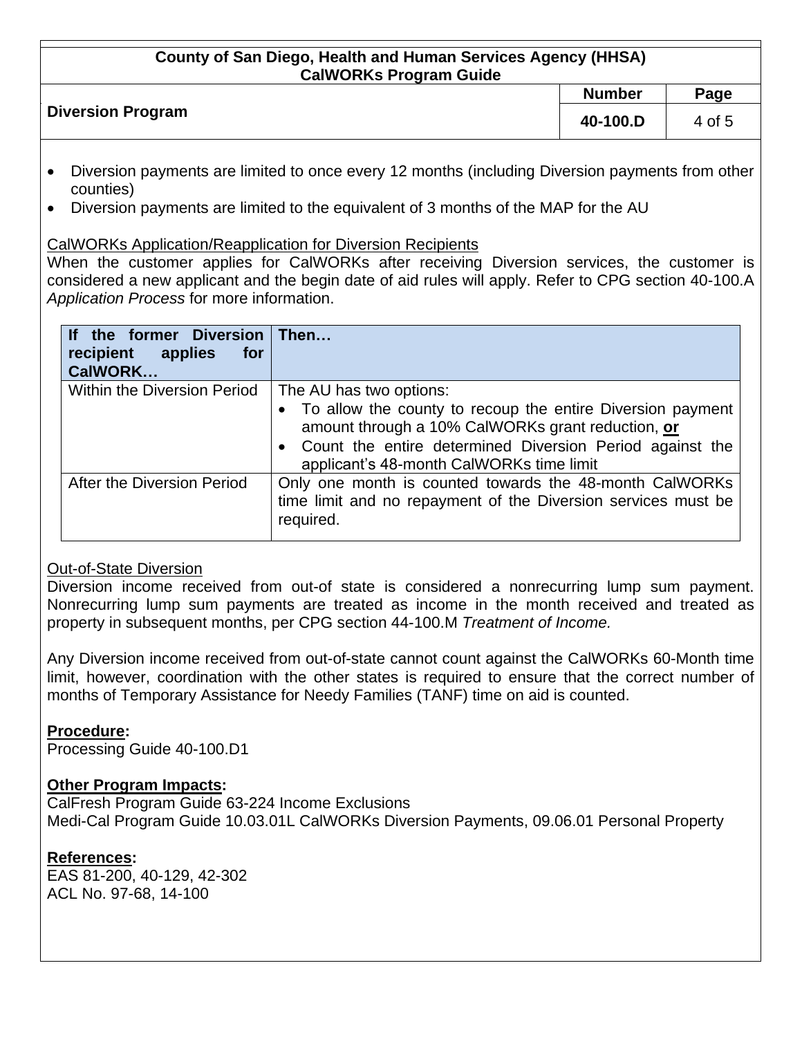- Diversion payments are limited to once every 12 months (including Diversion payments from other counties)
- Diversion payments are limited to the equivalent of 3 months of the MAP for the AU

CalWORKs Application/Reapplication for Diversion Recipients

When the customer applies for CalWORKs after receiving Diversion services, the customer is considered a new applicant and the begin date of aid rules will apply. Refer to CPG section 40-100.A *Application Process* for more information.

| **If the former Diversion recipient applies for CalWORK…** | **Then…** |
|---|---|
| Within the Diversion Period | The AU has two options:<br>• To allow the county to recoup the entire Diversion payment amount through a 10% CalWORKs grant reduction, **or**<br>• Count the entire determined Diversion Period against the applicant's 48-month CalWORKs time limit |
| After the Diversion Period | Only one month is counted towards the 48-month CalWORKs time limit and no repayment of the Diversion services must be required. |

Out-of-State Diversion

Diversion income received from out-of state is considered a nonrecurring lump sum payment. Nonrecurring lump sum payments are treated as income in the month received and treated as property in subsequent months, per CPG section 44-100.M *Treatment of Income.*

Any Diversion income received from out-of-state cannot count against the CalWORKs 60-Month time limit, however, coordination with the other states is required to ensure that the correct number of months of Temporary Assistance for Needy Families (TANF) time on aid is counted.

**Procedure:**

Processing Guide 40-100.D1

**Other Program Impacts:**

CalFresh Program Guide 63-224 Income Exclusions
Medi-Cal Program Guide 10.03.01L CalWORKs Diversion Payments, 09.06.01 Personal Property

**References:**

EAS 81-200, 40-129, 42-302
ACL No. 97-68, 14-100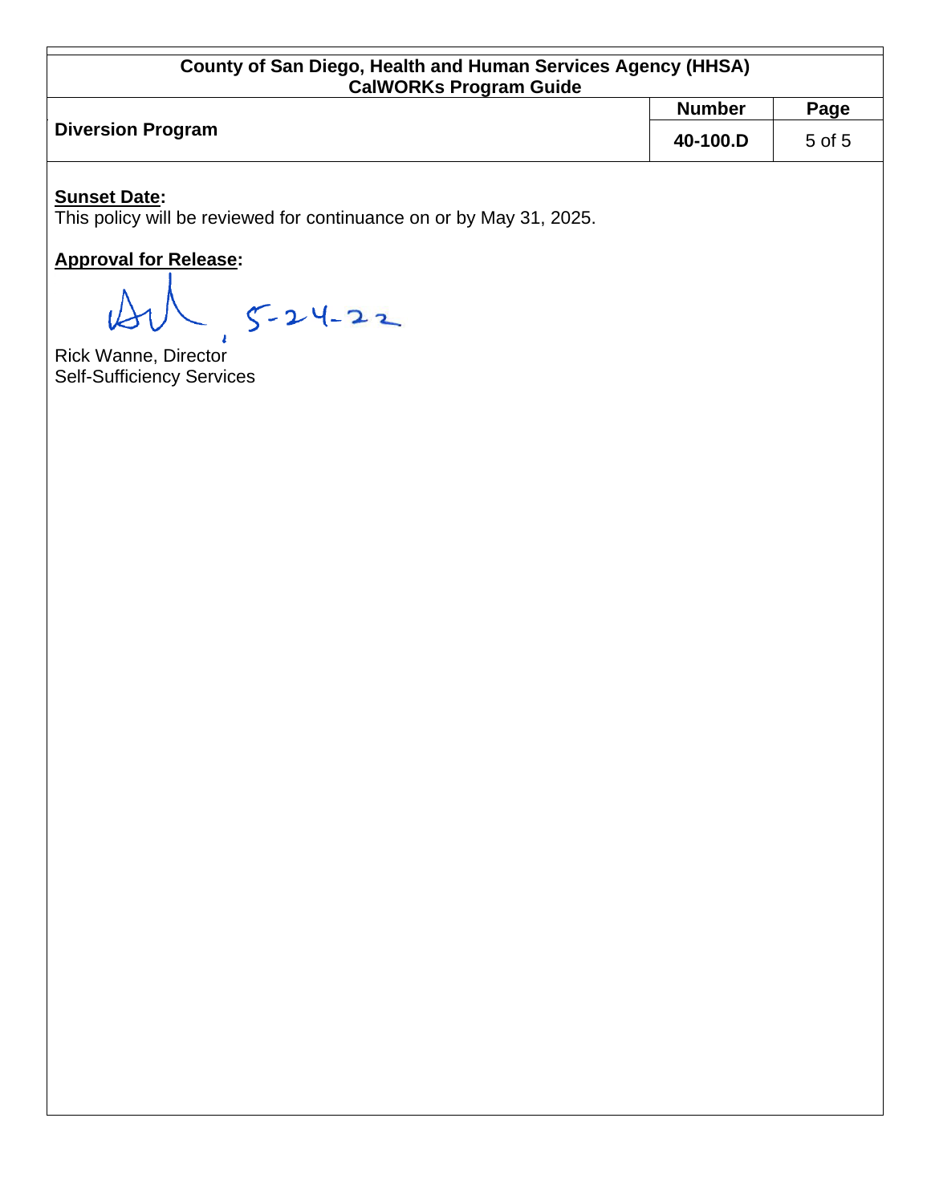**Sunset Date:**
This policy will be reviewed for continuance on or by May 31, 2025.

**Approval for Release:**

5-24-22

Rick Wanne, Director
Self-Sufficiency Services